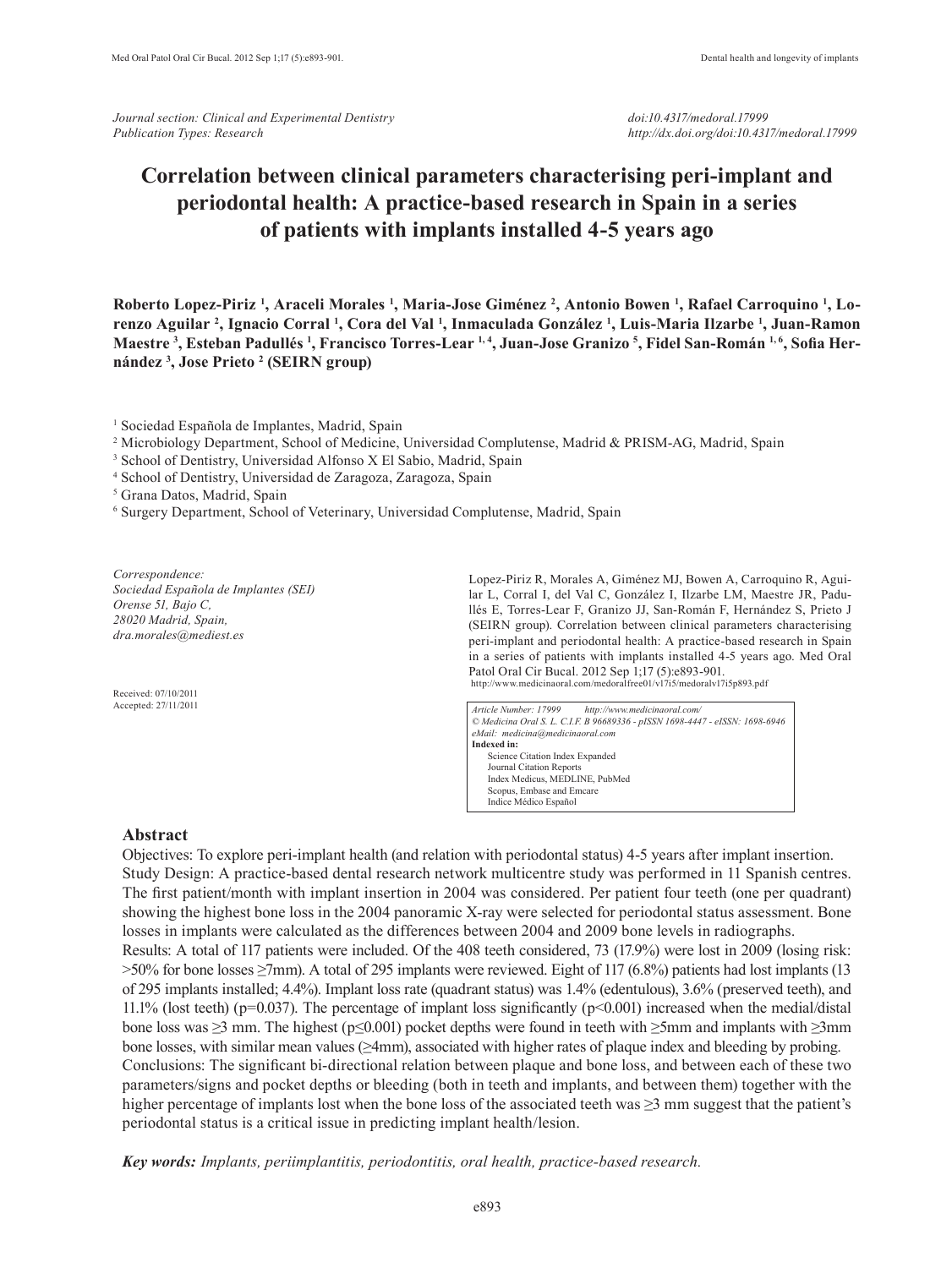*Journal section: Clinical and Experimental Dentistry*
*Publication Types: Research*

*doi:10.4317/medoral.17999*
*http://dx.doi.org/doi:10.4317/medoral.17999*

# Correlation between clinical parameters characterising peri-implant and periodontal health: A practice-based research in Spain in a series of patients with implants installed 4-5 years ago

**Roberto Lopez-Piriz [1], Araceli Morales [1], Maria-Jose Giménez [2], Antonio Bowen [1], Rafael Carroquino [1], Lorenzo Aguilar [2], Ignacio Corral [1], Cora del Val [1], Inmaculada González [1], Luis-Maria Ilzarbe [1], Juan-Ramon Maestre [3], Esteban Padullés [1], Francisco Torres-Lear [1,4], Juan-Jose Granizo [5], Fidel San-Román [1,6], Sofia Hernández [3], Jose Prieto [2] (SEIRN group)**

[1] Sociedad Española de Implantes, Madrid, Spain
[2] Microbiology Department, School of Medicine, Universidad Complutense, Madrid & PRISM-AG, Madrid, Spain
[3] School of Dentistry, Universidad Alfonso X El Sabio, Madrid, Spain
[4] School of Dentistry, Universidad de Zaragoza, Zaragoza, Spain
[5] Grana Datos, Madrid, Spain
[6] Surgery Department, School of Veterinary, Universidad Complutense, Madrid, Spain

*Correspondence:*
*Sociedad Española de Implantes (SEI)*
*Orense 51, Bajo C,*
*28020 Madrid, Spain,*
*dra.morales@mediest.es*

Received: 07/10/2011
Accepted: 27/11/2011

Lopez-Piriz R, Morales A, Giménez MJ, Bowen A, Carroquino R, Aguilar L, Corral I, del Val C, González I, Ilzarbe LM, Maestre JR, Padullés E, Torres-Lear F, Granizo JJ, San-Román F, Hernández S, Prieto J (SEIRN group). Correlation between clinical parameters characterising peri-implant and periodontal health: A practice-based research in Spain in a series of patients with implants installed 4-5 years ago. Med Oral Patol Oral Cir Bucal. 2012 Sep 1;17 (5):e893-901.
http://www.medicinaoral.com/medoralfree01/v17i5/medoralv17i5p893.pdf

*Article Number: 17999 http://www.medicinaoral.com/*
*© Medicina Oral S. L. C.I.F. B 96689336 - pISSN 1698-4447 - eISSN: 1698-6946*
*eMail: medicina@medicinaoral.com*
**Indexed in:**
Science Citation Index Expanded
Journal Citation Reports
Index Medicus, MEDLINE, PubMed
Scopus, Embase and Emcare
Indice Médico Español

## Abstract

Objectives: To explore peri-implant health (and relation with periodontal status) 4-5 years after implant insertion.
Study Design: A practice-based dental research network multicentre study was performed in 11 Spanish centres. The first patient/month with implant insertion in 2004 was considered. Per patient four teeth (one per quadrant) showing the highest bone loss in the 2004 panoramic X-ray were selected for periodontal status assessment. Bone losses in implants were calculated as the differences between 2004 and 2009 bone levels in radiographs.
Results: A total of 117 patients were included. Of the 408 teeth considered, 73 (17.9%) were lost in 2009 (losing risk: >50% for bone losses ≥7mm). A total of 295 implants were reviewed. Eight of 117 (6.8%) patients had lost implants (13 of 295 implants installed; 4.4%). Implant loss rate (quadrant status) was 1.4% (edentulous), 3.6% (preserved teeth), and 11.1% (lost teeth) ($p=0.037$). The percentage of implant loss significantly ($p<0.001$) increased when the medial/distal bone loss was ≥3 mm. The highest ($p\leq0.001$) pocket depths were found in teeth with ≥5mm and implants with ≥3mm bone losses, with similar mean values (≥4mm), associated with higher rates of plaque index and bleeding by probing.
Conclusions: The significant bi-directional relation between plaque and bone loss, and between each of these two parameters/signs and pocket depths or bleeding (both in teeth and implants, and between them) together with the higher percentage of implants lost when the bone loss of the associated teeth was ≥3 mm suggest that the patient's periodontal status is a critical issue in predicting implant health/lesion.

***Key words:*** *Implants, periimplantitis, periodontitis, oral health, practice-based research.*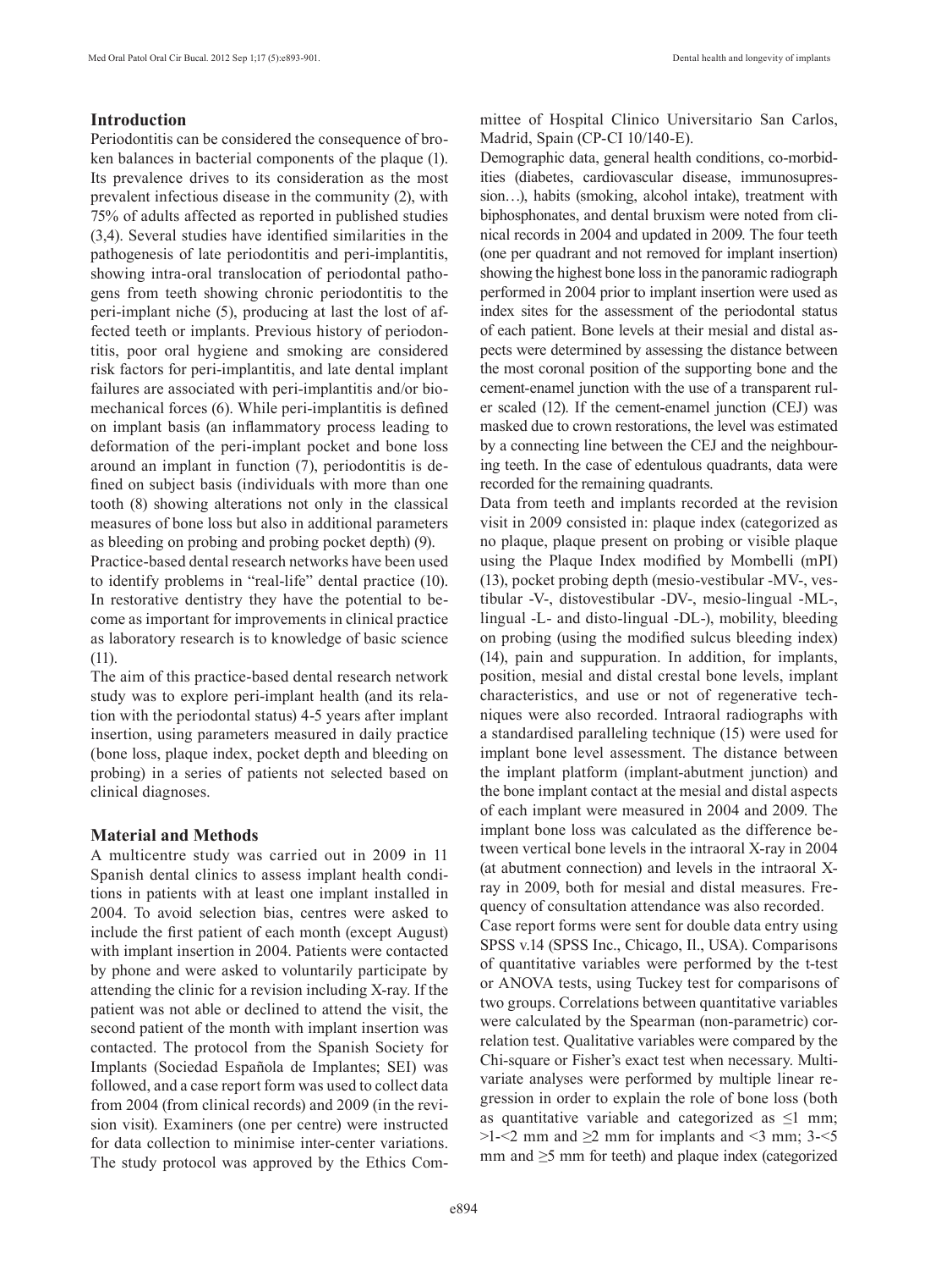## Introduction

Periodontitis can be considered the consequence of broken balances in bacterial components of the plaque (1). Its prevalence drives to its consideration as the most prevalent infectious disease in the community (2), with 75% of adults affected as reported in published studies (3,4). Several studies have identified similarities in the pathogenesis of late periodontitis and peri-implantitis, showing intra-oral translocation of periodontal pathogens from teeth showing chronic periodontitis to the peri-implant niche (5), producing at last the lost of affected teeth or implants. Previous history of periodontitis, poor oral hygiene and smoking are considered risk factors for peri-implantitis, and late dental implant failures are associated with peri-implantitis and/or biomechanical forces (6). While peri-implantitis is defined on implant basis (an inflammatory process leading to deformation of the peri-implant pocket and bone loss around an implant in function (7), periodontitis is defined on subject basis (individuals with more than one tooth (8) showing alterations not only in the classical measures of bone loss but also in additional parameters as bleeding on probing and probing pocket depth) (9).

Practice-based dental research networks have been used to identify problems in "real-life" dental practice (10). In restorative dentistry they have the potential to become as important for improvements in clinical practice as laboratory research is to knowledge of basic science (11).

The aim of this practice-based dental research network study was to explore peri-implant health (and its relation with the periodontal status) 4-5 years after implant insertion, using parameters measured in daily practice (bone loss, plaque index, pocket depth and bleeding on probing) in a series of patients not selected based on clinical diagnoses.

## Material and Methods

A multicentre study was carried out in 2009 in 11 Spanish dental clinics to assess implant health conditions in patients with at least one implant installed in 2004. To avoid selection bias, centres were asked to include the first patient of each month (except August) with implant insertion in 2004. Patients were contacted by phone and were asked to voluntarily participate by attending the clinic for a revision including X-ray. If the patient was not able or declined to attend the visit, the second patient of the month with implant insertion was contacted. The protocol from the Spanish Society for Implants (Sociedad Española de Implantes; SEI) was followed, and a case report form was used to collect data from 2004 (from clinical records) and 2009 (in the revision visit). Examiners (one per centre) were instructed for data collection to minimise inter-center variations. The study protocol was approved by the Ethics Committee of Hospital Clinico Universitario San Carlos, Madrid, Spain (CP-CI 10/140-E).

Demographic data, general health conditions, co-morbidities (diabetes, cardiovascular disease, immunosupression…), habits (smoking, alcohol intake), treatment with biphosphonates, and dental bruxism were noted from clinical records in 2004 and updated in 2009. The four teeth (one per quadrant and not removed for implant insertion) showing the highest bone loss in the panoramic radiograph performed in 2004 prior to implant insertion were used as index sites for the assessment of the periodontal status of each patient. Bone levels at their mesial and distal aspects were determined by assessing the distance between the most coronal position of the supporting bone and the cement-enamel junction with the use of a transparent ruler scaled (12). If the cement-enamel junction (CEJ) was masked due to crown restorations, the level was estimated by a connecting line between the CEJ and the neighbouring teeth. In the case of edentulous quadrants, data were recorded for the remaining quadrants.

Data from teeth and implants recorded at the revision visit in 2009 consisted in: plaque index (categorized as no plaque, plaque present on probing or visible plaque using the Plaque Index modified by Mombelli (mPI) (13), pocket probing depth (mesio-vestibular -MV-, vestibular -V-, distovestibular -DV-, mesio-lingual -ML-, lingual -L- and disto-lingual -DL-), mobility, bleeding on probing (using the modified sulcus bleeding index) (14), pain and suppuration. In addition, for implants, position, mesial and distal crestal bone levels, implant characteristics, and use or not of regenerative techniques were also recorded. Intraoral radiographs with a standardised paralleling technique (15) were used for implant bone level assessment. The distance between the implant platform (implant-abutment junction) and the bone implant contact at the mesial and distal aspects of each implant were measured in 2004 and 2009. The implant bone loss was calculated as the difference between vertical bone levels in the intraoral X-ray in 2004 (at abutment connection) and levels in the intraoral X-ray in 2009, both for mesial and distal measures. Frequency of consultation attendance was also recorded.

Case report forms were sent for double data entry using SPSS v.14 (SPSS Inc., Chicago, Il., USA). Comparisons of quantitative variables were performed by the t-test or ANOVA tests, using Tuckey test for comparisons of two groups. Correlations between quantitative variables were calculated by the Spearman (non-parametric) correlation test. Qualitative variables were compared by the Chi-square or Fisher's exact test when necessary. Multivariate analyses were performed by multiple linear regression in order to explain the role of bone loss (both as quantitative variable and categorized as ≤1 mm; >1-<2 mm and ≥2 mm for implants and <3 mm; 3-<5 mm and ≥5 mm for teeth) and plaque index (categorized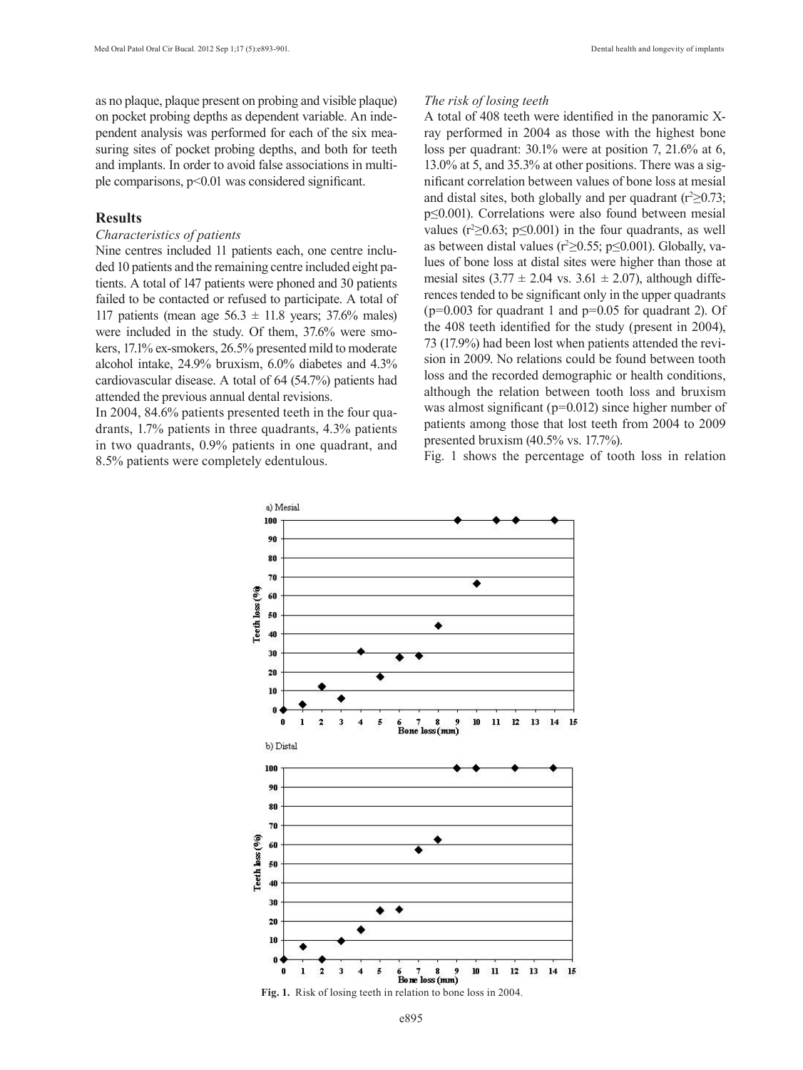as no plaque, plaque present on probing and visible plaque) on pocket probing depths as dependent variable. An independent analysis was performed for each of the six measuring sites of pocket probing depths, and both for teeth and implants. In order to avoid false associations in multiple comparisons, $p<0.01$ was considered significant.

## Results

*Characteristics of patients*

Nine centres included 11 patients each, one centre included 10 patients and the remaining centre included eight patients. A total of 147 patients were phoned and 30 patients failed to be contacted or refused to participate. A total of 117 patients (mean age 56.3 ± 11.8 years; 37.6% males) were included in the study. Of them, 37.6% were smokers, 17.1% ex-smokers, 26.5% presented mild to moderate alcohol intake, 24.9% bruxism, 6.0% diabetes and 4.3% cardiovascular disease. A total of 64 (54.7%) patients had attended the previous annual dental revisions.

In 2004, 84.6% patients presented teeth in the four quadrants, 1.7% patients in three quadrants, 4.3% patients in two quadrants, 0.9% patients in one quadrant, and 8.5% patients were completely edentulous.

*The risk of losing teeth*

A total of 408 teeth were identified in the panoramic X-ray performed in 2004 as those with the highest bone loss per quadrant: 30.1% were at position 7, 21.6% at 6, 13.0% at 5, and 35.3% at other positions. There was a significant correlation between values of bone loss at mesial and distal sites, both globally and per quadrant ($r^2 \geq 0.73$; $p \leq 0.001$). Correlations were also found between mesial values ($r^2 \geq 0.63$; $p \leq 0.001$) in the four quadrants, as well as between distal values ($r^2 \geq 0.55$; $p \leq 0.001$). Globally, values of bone loss at distal sites were higher than those at mesial sites (3.77 ± 2.04 vs. 3.61 ± 2.07), although differences tended to be significant only in the upper quadrants ($p=0.003$ for quadrant 1 and $p=0.05$ for quadrant 2). Of the 408 teeth identified for the study (present in 2004), 73 (17.9%) had been lost when patients attended the revision in 2009. No relations could be found between tooth loss and the recorded demographic or health conditions, although the relation between tooth loss and bruxism was almost significant ($p=0.012$) since higher number of patients among those that lost teeth from 2004 to 2009 presented bruxism (40.5% vs. 17.7%).

Fig. 1 shows the percentage of tooth loss in relation

**Fig. 1.** Risk of losing teeth in relation to bone loss in 2004.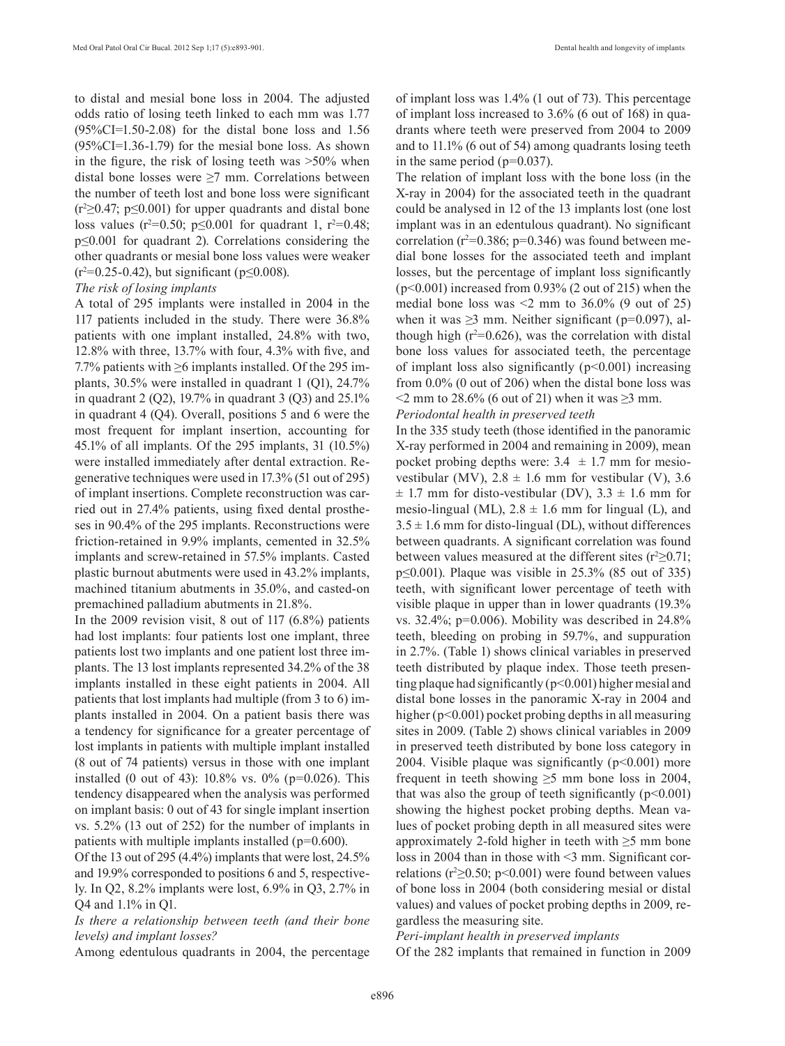to distal and mesial bone loss in 2004. The adjusted odds ratio of losing teeth linked to each mm was 1.77 (95%CI=1.50-2.08) for the distal bone loss and 1.56 (95%CI=1.36-1.79) for the mesial bone loss. As shown in the figure, the risk of losing teeth was >50% when distal bone losses were ≥7 mm. Correlations between the number of teeth lost and bone loss were significant ($r^2 \geq 0.47$; $p \leq 0.001$) for upper quadrants and distal bone loss values ($r^2=0.50$; $p \leq 0.001$ for quadrant 1, $r^2=0.48$; $p \leq 0.001$ for quadrant 2). Correlations considering the other quadrants or mesial bone loss values were weaker ($r^2=0.25$-$0.42$), but significant ($p \leq 0.008$).

*The risk of losing implants*

A total of 295 implants were installed in 2004 in the 117 patients included in the study. There were 36.8% patients with one implant installed, 24.8% with two, 12.8% with three, 13.7% with four, 4.3% with five, and 7.7% patients with ≥6 implants installed. Of the 295 implants, 30.5% were installed in quadrant 1 (Q1), 24.7% in quadrant 2 (Q2), 19.7% in quadrant 3 (Q3) and 25.1% in quadrant 4 (Q4). Overall, positions 5 and 6 were the most frequent for implant insertion, accounting for 45.1% of all implants. Of the 295 implants, 31 (10.5%) were installed immediately after dental extraction. Regenerative techniques were used in 17.3% (51 out of 295) of implant insertions. Complete reconstruction was carried out in 27.4% patients, using fixed dental prostheses in 90.4% of the 295 implants. Reconstructions were friction-retained in 9.9% implants, cemented in 32.5% implants and screw-retained in 57.5% implants. Casted plastic burnout abutments were used in 43.2% implants, machined titanium abutments in 35.0%, and casted-on premachined palladium abutments in 21.8%.

In the 2009 revision visit, 8 out of 117 (6.8%) patients had lost implants: four patients lost one implant, three patients lost two implants and one patient lost three implants. The 13 lost implants represented 34.2% of the 38 implants installed in these eight patients in 2004. All patients that lost implants had multiple (from 3 to 6) implants installed in 2004. On a patient basis there was a tendency for significance for a greater percentage of lost implants in patients with multiple implant installed (8 out of 74 patients) versus in those with one implant installed (0 out of 43): 10.8% vs. 0% ($p=0.026$). This tendency disappeared when the analysis was performed on implant basis: 0 out of 43 for single implant insertion vs. 5.2% (13 out of 252) for the number of implants in patients with multiple implants installed ($p=0.600$).

Of the 13 out of 295 (4.4%) implants that were lost, 24.5% and 19.9% corresponded to positions 6 and 5, respectively. In Q2, 8.2% implants were lost, 6.9% in Q3, 2.7% in Q4 and 1.1% in Q1.

*Is there a relationship between teeth (and their bone levels) and implant losses?*

Among edentulous quadrants in 2004, the percentage of implant loss was 1.4% (1 out of 73). This percentage of implant loss increased to 3.6% (6 out of 168) in quadrants where teeth were preserved from 2004 to 2009 and to 11.1% (6 out of 54) among quadrants losing teeth in the same period ($p=0.037$).

The relation of implant loss with the bone loss (in the X-ray in 2004) for the associated teeth in the quadrant could be analysed in 12 of the 13 implants lost (one lost implant was in an edentulous quadrant). No significant correlation ($r^2=0.386$; $p=0.346$) was found between medial bone losses for the associated teeth and implant losses, but the percentage of implant loss significantly ($p<0.001$) increased from 0.93% (2 out of 215) when the medial bone loss was <2 mm to 36.0% (9 out of 25) when it was ≥3 mm. Neither significant ($p=0.097$), although high ($r^2=0.626$), was the correlation with distal bone loss values for associated teeth, the percentage of implant loss also significantly ($p<0.001$) increasing from 0.0% (0 out of 206) when the distal bone loss was <2 mm to 28.6% (6 out of 21) when it was ≥3 mm.

*Periodontal health in preserved teeth*

In the 335 study teeth (those identified in the panoramic X-ray performed in 2004 and remaining in 2009), mean pocket probing depths were: 3.4 ± 1.7 mm for mesio-vestibular (MV), 2.8 ± 1.6 mm for vestibular (V), 3.6 ± 1.7 mm for disto-vestibular (DV), 3.3 ± 1.6 mm for mesio-lingual (ML), 2.8 ± 1.6 mm for lingual (L), and 3.5 ± 1.6 mm for disto-lingual (DL), without differences between quadrants. A significant correlation was found between values measured at the different sites ($r^2 \geq 0.71$; $p \leq 0.001$). Plaque was visible in 25.3% (85 out of 335) teeth, with significant lower percentage of teeth with visible plaque in upper than in lower quadrants (19.3% vs. 32.4%; $p=0.006$). Mobility was described in 24.8% teeth, bleeding on probing in 59.7%, and suppuration in 2.7%. (Table 1) shows clinical variables in preserved teeth distributed by plaque index. Those teeth presenting plaque had significantly ($p<0.001$) higher mesial and distal bone losses in the panoramic X-ray in 2004 and higher ($p<0.001$) pocket probing depths in all measuring sites in 2009. (Table 2) shows clinical variables in 2009 in preserved teeth distributed by bone loss category in 2004. Visible plaque was significantly ($p<0.001$) more frequent in teeth showing ≥5 mm bone loss in 2004, that was also the group of teeth significantly ($p<0.001$) showing the highest pocket probing depths. Mean values of pocket probing depth in all measured sites were approximately 2-fold higher in teeth with ≥5 mm bone loss in 2004 than in those with <3 mm. Significant correlations ($r^2 \geq 0.50$; $p<0.001$) were found between values of bone loss in 2004 (both considering mesial or distal values) and values of pocket probing depths in 2009, regardless the measuring site.

*Peri-implant health in preserved implants*

Of the 282 implants that remained in function in 2009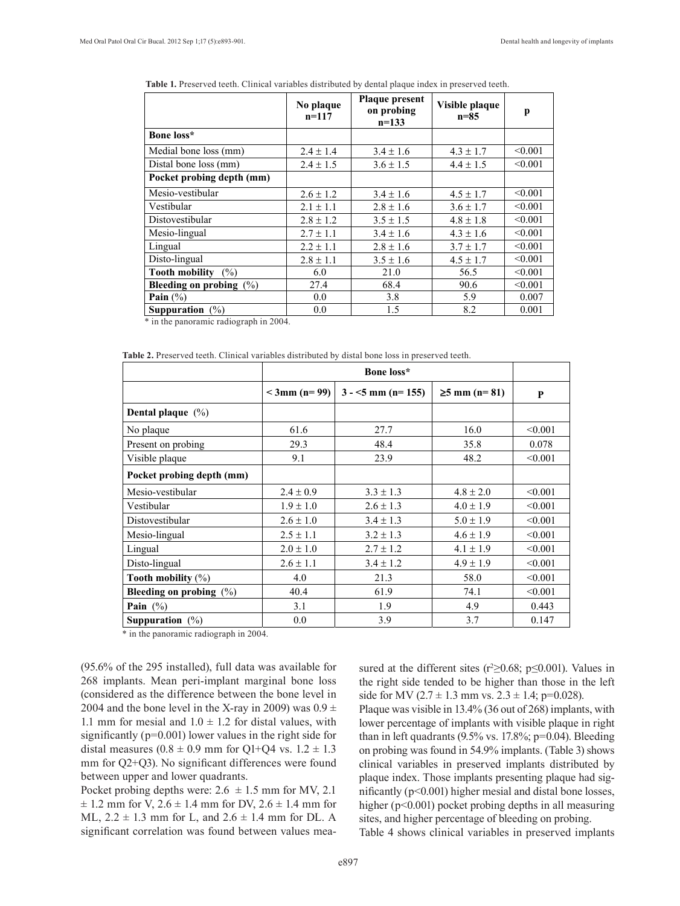**Table 1.** Preserved teeth. Clinical variables distributed by dental plaque index in preserved teeth.

| | No plaque n=117 | Plaque present on probing n=133 | Visible plaque n=85 | p |
|---|---|---|---|---|
| **Bone loss*** | | | | |
| Medial bone loss (mm) | 2.4 ± 1.4 | 3.4 ± 1.6 | 4.3 ± 1.7 | <0.001 |
| Distal bone loss (mm) | 2.4 ± 1.5 | 3.6 ± 1.5 | 4.4 ± 1.5 | <0.001 |
| **Pocket probing depth (mm)** | | | | |
| Mesio-vestibular | 2.6 ± 1.2 | 3.4 ± 1.6 | 4.5 ± 1.7 | <0.001 |
| Vestibular | 2.1 ± 1.1 | 2.8 ± 1.6 | 3.6 ± 1.7 | <0.001 |
| Distovestibular | 2.8 ± 1.2 | 3.5 ± 1.5 | 4.8 ± 1.8 | <0.001 |
| Mesio-lingual | 2.7 ± 1.1 | 3.4 ± 1.6 | 4.3 ± 1.6 | <0.001 |
| Lingual | 2.2 ± 1.1 | 2.8 ± 1.6 | 3.7 ± 1.7 | <0.001 |
| Disto-lingual | 2.8 ± 1.1 | 3.5 ± 1.6 | 4.5 ± 1.7 | <0.001 |
| **Tooth mobility** (%) | 6.0 | 21.0 | 56.5 | <0.001 |
| **Bleeding on probing** (%) | 27.4 | 68.4 | 90.6 | <0.001 |
| **Pain** (%) | 0.0 | 3.8 | 5.9 | 0.007 |
| **Suppuration** (%) | 0.0 | 1.5 | 8.2 | 0.001 |

* in the panoramic radiograph in 2004.

**Table 2.** Preserved teeth. Clinical variables distributed by distal bone loss in preserved teeth.

| | Bone loss* | | | |
|---|---|---|---|---|
| | < 3mm (n= 99) | 3 - <5 mm (n= 155) | ≥5 mm (n= 81) | P |
| **Dental plaque** (%) | | | | |
| No plaque | 61.6 | 27.7 | 16.0 | <0.001 |
| Present on probing | 29.3 | 48.4 | 35.8 | 0.078 |
| Visible plaque | 9.1 | 23.9 | 48.2 | <0.001 |
| **Pocket probing depth (mm)** | | | | |
| Mesio-vestibular | 2.4 ± 0.9 | 3.3 ± 1.3 | 4.8 ± 2.0 | <0.001 |
| Vestibular | 1.9 ± 1.0 | 2.6 ± 1.3 | 4.0 ± 1.9 | <0.001 |
| Distovestibular | 2.6 ± 1.0 | 3.4 ± 1.3 | 5.0 ± 1.9 | <0.001 |
| Mesio-lingual | 2.5 ± 1.1 | 3.2 ± 1.3 | 4.6 ± 1.9 | <0.001 |
| Lingual | 2.0 ± 1.0 | 2.7 ± 1.2 | 4.1 ± 1.9 | <0.001 |
| Disto-lingual | 2.6 ± 1.1 | 3.4 ± 1.2 | 4.9 ± 1.9 | <0.001 |
| **Tooth mobility** (%) | 4.0 | 21.3 | 58.0 | <0.001 |
| **Bleeding on probing** (%) | 40.4 | 61.9 | 74.1 | <0.001 |
| **Pain** (%) | 3.1 | 1.9 | 4.9 | 0.443 |
| **Suppuration** (%) | 0.0 | 3.9 | 3.7 | 0.147 |

* in the panoramic radiograph in 2004.

(95.6% of the 295 installed), full data was available for 268 implants. Mean peri-implant marginal bone loss (considered as the difference between the bone level in 2004 and the bone level in the X-ray in 2009) was 0.9 ± 1.1 mm for mesial and 1.0 ± 1.2 for distal values, with significantly (p=0.001) lower values in the right side for distal measures (0.8 ± 0.9 mm for Q1+Q4 vs. 1.2 ± 1.3 mm for Q2+Q3). No significant differences were found between upper and lower quadrants.

Pocket probing depths were: 2.6 ± 1.5 mm for MV, 2.1 ± 1.2 mm for V, 2.6 ± 1.4 mm for DV, 2.6 ± 1.4 mm for ML, 2.2 ± 1.3 mm for L, and 2.6 ± 1.4 mm for DL. A significant correlation was found between values measured at the different sites ($r^2 \geq 0.68$; $p \leq 0.001$). Values in the right side tended to be higher than those in the left side for MV (2.7 ± 1.3 mm vs. 2.3 ± 1.4; p=0.028).

Plaque was visible in 13.4% (36 out of 268) implants, with lower percentage of implants with visible plaque in right than in left quadrants (9.5% vs. 17.8%; p=0.04). Bleeding on probing was found in 54.9% implants. (Table 3) shows clinical variables in preserved implants distributed by plaque index. Those implants presenting plaque had significantly (p<0.001) higher mesial and distal bone losses, higher (p<0.001) pocket probing depths in all measuring sites, and higher percentage of bleeding on probing.

Table 4 shows clinical variables in preserved implants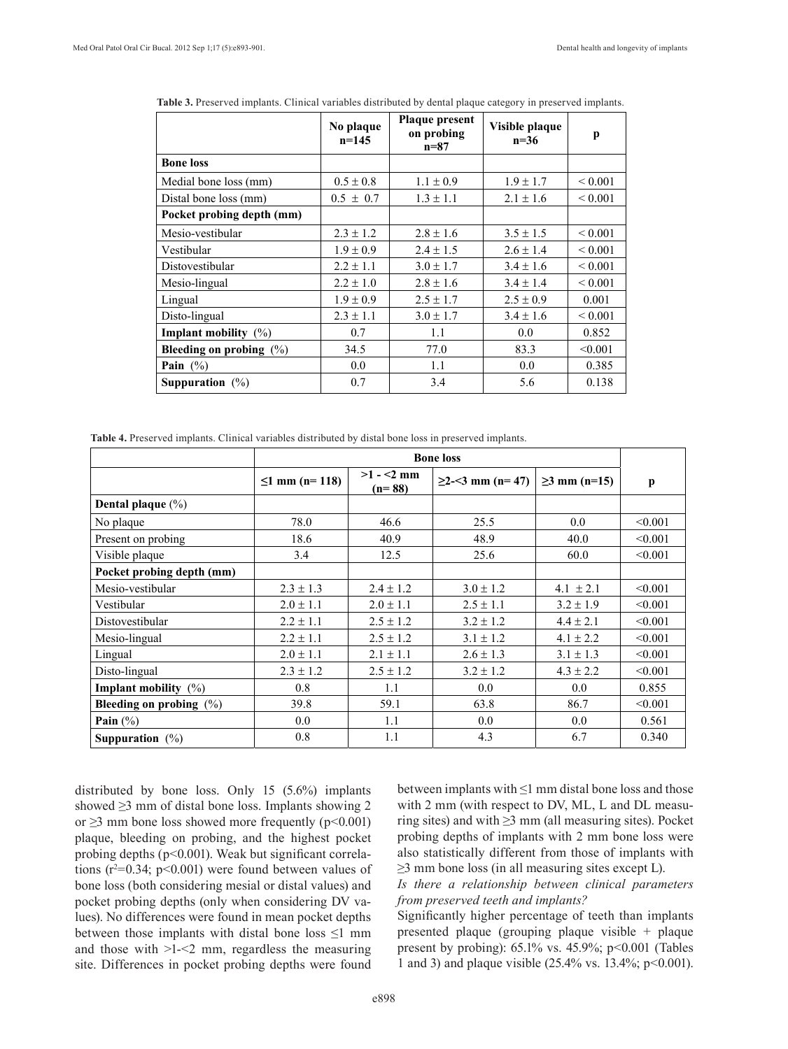**Table 3.** Preserved implants. Clinical variables distributed by dental plaque category in preserved implants.

| | No plaque n=145 | Plaque present on probing n=87 | Visible plaque n=36 | p |
|---|---|---|---|---|
| **Bone loss** | | | | |
| Medial bone loss (mm) | 0.5 ± 0.8 | 1.1 ± 0.9 | 1.9 ± 1.7 | < 0.001 |
| Distal bone loss (mm) | 0.5 ± 0.7 | 1.3 ± 1.1 | 2.1 ± 1.6 | < 0.001 |
| **Pocket probing depth (mm)** | | | | |
| Mesio-vestibular | 2.3 ± 1.2 | 2.8 ± 1.6 | 3.5 ± 1.5 | < 0.001 |
| Vestibular | 1.9 ± 0.9 | 2.4 ± 1.5 | 2.6 ± 1.4 | < 0.001 |
| Distovestibular | 2.2 ± 1.1 | 3.0 ± 1.7 | 3.4 ± 1.6 | < 0.001 |
| Mesio-lingual | 2.2 ± 1.0 | 2.8 ± 1.6 | 3.4 ± 1.4 | < 0.001 |
| Lingual | 1.9 ± 0.9 | 2.5 ± 1.7 | 2.5 ± 0.9 | 0.001 |
| Disto-lingual | 2.3 ± 1.1 | 3.0 ± 1.7 | 3.4 ± 1.6 | < 0.001 |
| **Implant mobility** (%) | 0.7 | 1.1 | 0.0 | 0.852 |
| **Bleeding on probing** (%) | 34.5 | 77.0 | 83.3 | <0.001 |
| **Pain** (%) | 0.0 | 1.1 | 0.0 | 0.385 |
| **Suppuration** (%) | 0.7 | 3.4 | 5.6 | 0.138 |

**Table 4.** Preserved implants. Clinical variables distributed by distal bone loss in preserved implants.

| | Bone loss | | | | |
|---|---|---|---|---|---|
| | ≤1 mm (n= 118) | >1 - <2 mm (n= 88) | ≥2-<3 mm (n= 47) | ≥3 mm (n=15) | p |
| **Dental plaque** (%) | | | | | |
| No plaque | 78.0 | 46.6 | 25.5 | 0.0 | <0.001 |
| Present on probing | 18.6 | 40.9 | 48.9 | 40.0 | <0.001 |
| Visible plaque | 3.4 | 12.5 | 25.6 | 60.0 | <0.001 |
| **Pocket probing depth (mm)** | | | | | |
| Mesio-vestibular | 2.3 ± 1.3 | 2.4 ± 1.2 | 3.0 ± 1.2 | 4.1 ± 2.1 | <0.001 |
| Vestibular | 2.0 ± 1.1 | 2.0 ± 1.1 | 2.5 ± 1.1 | 3.2 ± 1.9 | <0.001 |
| Distovestibular | 2.2 ± 1.1 | 2.5 ± 1.2 | 3.2 ± 1.2 | 4.4 ± 2.1 | <0.001 |
| Mesio-lingual | 2.2 ± 1.1 | 2.5 ± 1.2 | 3.1 ± 1.2 | 4.1 ± 2.2 | <0.001 |
| Lingual | 2.0 ± 1.1 | 2.1 ± 1.1 | 2.6 ± 1.3 | 3.1 ± 1.3 | <0.001 |
| Disto-lingual | 2.3 ± 1.2 | 2.5 ± 1.2 | 3.2 ± 1.2 | 4.3 ± 2.2 | <0.001 |
| **Implant mobility** (%) | 0.8 | 1.1 | 0.0 | 0.0 | 0.855 |
| **Bleeding on probing** (%) | 39.8 | 59.1 | 63.8 | 86.7 | <0.001 |
| **Pain** (%) | 0.0 | 1.1 | 0.0 | 0.0 | 0.561 |
| **Suppuration** (%) | 0.8 | 1.1 | 4.3 | 6.7 | 0.340 |

distributed by bone loss. Only 15 (5.6%) implants showed ≥3 mm of distal bone loss. Implants showing 2 or ≥3 mm bone loss showed more frequently ($p<0.001$) plaque, bleeding on probing, and the highest pocket probing depths ($p<0.001$). Weak but significant correlations ($r^2=0.34$; $p<0.001$) were found between values of bone loss (both considering mesial or distal values) and pocket probing depths (only when considering DV values). No differences were found in mean pocket depths between those implants with distal bone loss ≤1 mm and those with >1-<2 mm, regardless the measuring site. Differences in pocket probing depths were found between implants with ≤1 mm distal bone loss and those with 2 mm (with respect to DV, ML, L and DL measuring sites) and with ≥3 mm (all measuring sites). Pocket probing depths of implants with 2 mm bone loss were also statistically different from those of implants with ≥3 mm bone loss (in all measuring sites except L).

*Is there a relationship between clinical parameters from preserved teeth and implants?*

Significantly higher percentage of teeth than implants presented plaque (grouping plaque visible + plaque present by probing): 65.1% vs. 45.9%; $p<0.001$ (Tables 1 and 3) and plaque visible (25.4% vs. 13.4%; $p<0.001$).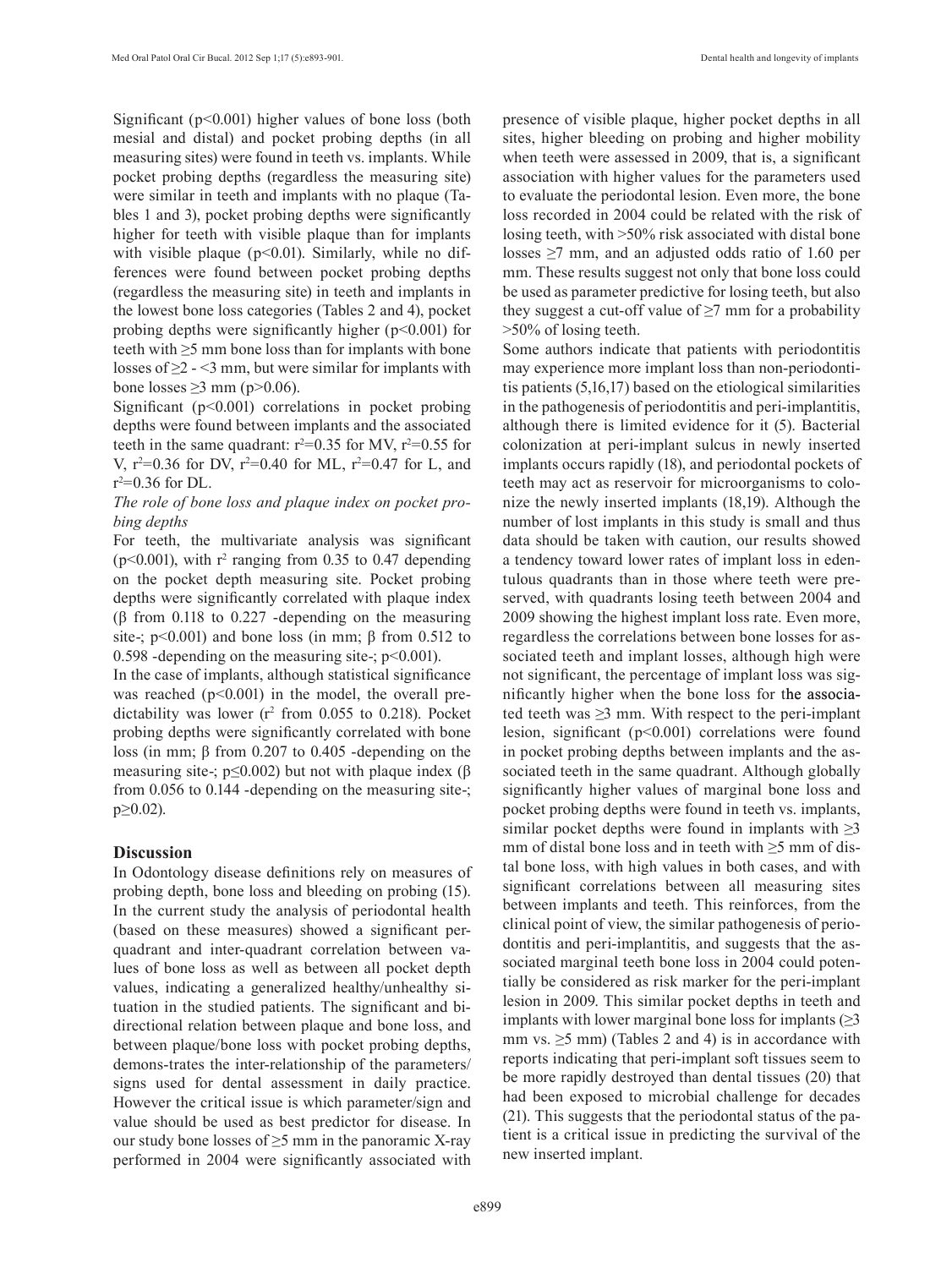Significant ($p<0.001$) higher values of bone loss (both mesial and distal) and pocket probing depths (in all measuring sites) were found in teeth vs. implants. While pocket probing depths (regardless the measuring site) were similar in teeth and implants with no plaque (Tables 1 and 3), pocket probing depths were significantly higher for teeth with visible plaque than for implants with visible plaque ($p<0.01$). Similarly, while no differences were found between pocket probing depths (regardless the measuring site) in teeth and implants in the lowest bone loss categories (Tables 2 and 4), pocket probing depths were significantly higher ($p<0.001$) for teeth with ≥5 mm bone loss than for implants with bone losses of ≥2 - <3 mm, but were similar for implants with bone losses ≥3 mm ($p>0.06$).

Significant ($p<0.001$) correlations in pocket probing depths were found between implants and the associated teeth in the same quadrant: $r^2=0.35$ for MV, $r^2=0.55$ for V, $r^2=0.36$ for DV, $r^2=0.40$ for ML, $r^2=0.47$ for L, and $r^2=0.36$ for DL.

*The role of bone loss and plaque index on pocket probing depths*

For teeth, the multivariate analysis was significant ($p<0.001$), with $r^2$ ranging from 0.35 to 0.47 depending on the pocket depth measuring site. Pocket probing depths were significantly correlated with plaque index (β from 0.118 to 0.227 -depending on the measuring site-; $p<0.001$) and bone loss (in mm; β from 0.512 to 0.598 -depending on the measuring site-; $p<0.001$).

In the case of implants, although statistical significance was reached ($p<0.001$) in the model, the overall predictability was lower ($r^2$ from 0.055 to 0.218). Pocket probing depths were significantly correlated with bone loss (in mm; β from 0.207 to 0.405 -depending on the measuring site-; $p\leq0.002$) but not with plaque index (β from 0.056 to 0.144 -depending on the measuring site-; $p\geq0.02$).

## Discussion

In Odontology disease definitions rely on measures of probing depth, bone loss and bleeding on probing (15). In the current study the analysis of periodontal health (based on these measures) showed a significant per-quadrant and inter-quadrant correlation between values of bone loss as well as between all pocket depth values, indicating a generalized healthy/unhealthy situation in the studied patients. The significant and bi-directional relation between plaque and bone loss, and between plaque/bone loss with pocket probing depths, demons-trates the inter-relationship of the parameters/signs used for dental assessment in daily practice. However the critical issue is which parameter/sign and value should be used as best predictor for disease. In our study bone losses of ≥5 mm in the panoramic X-ray performed in 2004 were significantly associated with presence of visible plaque, higher pocket depths in all sites, higher bleeding on probing and higher mobility when teeth were assessed in 2009, that is, a significant association with higher values for the parameters used to evaluate the periodontal lesion. Even more, the bone loss recorded in 2004 could be related with the risk of losing teeth, with >50% risk associated with distal bone losses ≥7 mm, and an adjusted odds ratio of 1.60 per mm. These results suggest not only that bone loss could be used as parameter predictive for losing teeth, but also they suggest a cut-off value of ≥7 mm for a probability >50% of losing teeth.

Some authors indicate that patients with periodontitis may experience more implant loss than non-periodontitis patients (5,16,17) based on the etiological similarities in the pathogenesis of periodontitis and peri-implantitis, although there is limited evidence for it (5). Bacterial colonization at peri-implant sulcus in newly inserted implants occurs rapidly (18), and periodontal pockets of teeth may act as reservoir for microorganisms to colonize the newly inserted implants (18,19). Although the number of lost implants in this study is small and thus data should be taken with caution, our results showed a tendency toward lower rates of implant loss in edentulous quadrants than in those where teeth were preserved, with quadrants losing teeth between 2004 and 2009 showing the highest implant loss rate. Even more, regardless the correlations between bone losses for associated teeth and implant losses, although high were not significant, the percentage of implant loss was significantly higher when the bone loss for the associated teeth was ≥3 mm. With respect to the peri-implant lesion, significant ($p<0.001$) correlations were found in pocket probing depths between implants and the associated teeth in the same quadrant. Although globally significantly higher values of marginal bone loss and pocket probing depths were found in teeth vs. implants, similar pocket depths were found in implants with ≥3 mm of distal bone loss and in teeth with ≥5 mm of distal bone loss, with high values in both cases, and with significant correlations between all measuring sites between implants and teeth. This reinforces, from the clinical point of view, the similar pathogenesis of periodontitis and peri-implantitis, and suggests that the associated marginal teeth bone loss in 2004 could potentially be considered as risk marker for the peri-implant lesion in 2009. This similar pocket depths in teeth and implants with lower marginal bone loss for implants (≥3 mm vs. ≥5 mm) (Tables 2 and 4) is in accordance with reports indicating that peri-implant soft tissues seem to be more rapidly destroyed than dental tissues (20) that had been exposed to microbial challenge for decades (21). This suggests that the periodontal status of the patient is a critical issue in predicting the survival of the new inserted implant.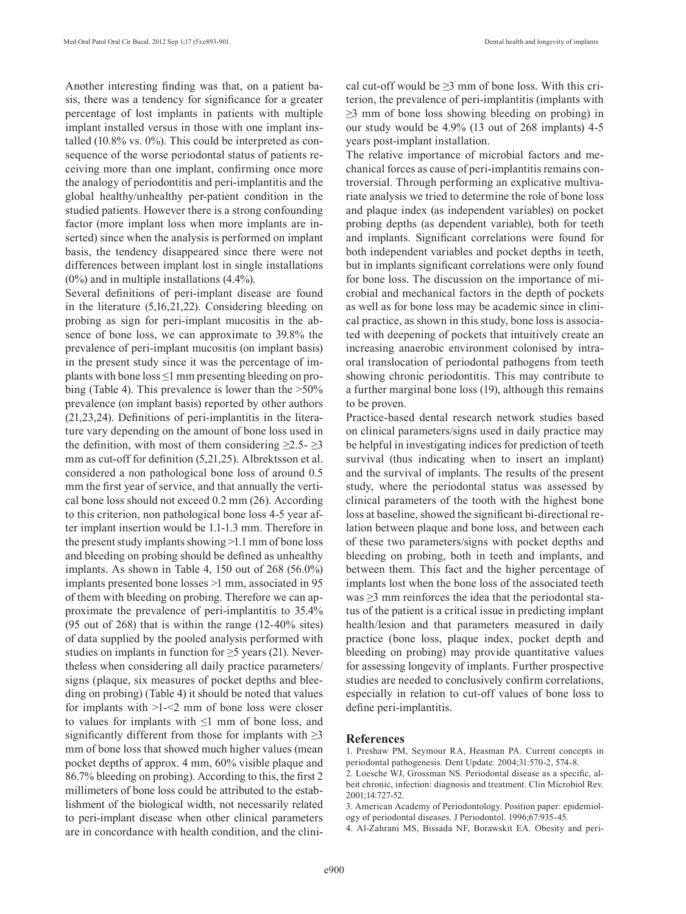Another interesting finding was that, on a patient basis, there was a tendency for significance for a greater percentage of lost implants in patients with multiple implant installed versus in those with one implant installed (10.8% vs. 0%). This could be interpreted as consequence of the worse periodontal status of patients receiving more than one implant, confirming once more the analogy of periodontitis and peri-implantitis and the global healthy/unhealthy per-patient condition in the studied patients. However there is a strong confounding factor (more implant loss when more implants are inserted) since when the analysis is performed on implant basis, the tendency disappeared since there were not differences between implant lost in single installations (0%) and in multiple installations (4.4%).

Several definitions of peri-implant disease are found in the literature (5,16,21,22). Considering bleeding on probing as sign for peri-implant mucositis in the absence of bone loss, we can approximate to 39.8% the prevalence of peri-implant mucositis (on implant basis) in the present study since it was the percentage of implants with bone loss ≤1 mm presenting bleeding on probing (Table 4). This prevalence is lower than the >50% prevalence (on implant basis) reported by other authors (21,23,24). Definitions of peri-implantitis in the literature vary depending on the amount of bone loss used in the definition, with most of them considering ≥2.5- ≥3 mm as cut-off for definition (5,21,25). Albrektsson et al. considered a non pathological bone loss of around 0.5 mm the first year of service, and that annually the vertical bone loss should not exceed 0.2 mm (26). According to this criterion, non pathological bone loss 4-5 year after implant insertion would be 1.1-1.3 mm. Therefore in the present study implants showing >1.1 mm of bone loss and bleeding on probing should be defined as unhealthy implants. As shown in Table 4, 150 out of 268 (56.0%) implants presented bone losses >1 mm, associated in 95 of them with bleeding on probing. Therefore we can approximate the prevalence of peri-implantitis to 35.4% (95 out of 268) that is within the range (12-40% sites) of data supplied by the pooled analysis performed with studies on implants in function for ≥5 years (21). Nevertheless when considering all daily practice parameters/signs (plaque, six measures of pocket depths and bleeding on probing) (Table 4) it should be noted that values for implants with >1-<2 mm of bone loss were closer to values for implants with ≤1 mm of bone loss, and significantly different from those for implants with ≥3 mm of bone loss that showed much higher values (mean pocket depths of approx. 4 mm, 60% visible plaque and 86.7% bleeding on probing). According to this, the first 2 millimeters of bone loss could be attributed to the establishment of the biological width, not necessarily related to peri-implant disease when other clinical parameters are in concordance with health condition, and the clinical cut-off would be ≥3 mm of bone loss. With this criterion, the prevalence of peri-implantitis (implants with ≥3 mm of bone loss showing bleeding on probing) in our study would be 4.9% (13 out of 268 implants) 4-5 years post-implant installation.

The relative importance of microbial factors and mechanical forces as cause of peri-implantitis remains controversial. Through performing an explicative multivariate analysis we tried to determine the role of bone loss and plaque index (as independent variables) on pocket probing depths (as dependent variable), both for teeth and implants. Significant correlations were found for both independent variables and pocket depths in teeth, but in implants significant correlations were only found for bone loss. The discussion on the importance of microbial and mechanical factors in the depth of pockets as well as for bone loss may be academic since in clinical practice, as shown in this study, bone loss is associated with deepening of pockets that intuitively create an increasing anaerobic environment colonised by intraoral translocation of periodontal pathogens from teeth showing chronic periodontitis. This may contribute to a further marginal bone loss (19), although this remains to be proven.

Practice-based dental research network studies based on clinical parameters/signs used in daily practice may be helpful in investigating indices for prediction of teeth survival (thus indicating when to insert an implant) and the survival of implants. The results of the present study, where the periodontal status was assessed by clinical parameters of the tooth with the highest bone loss at baseline, showed the significant bi-directional relation between plaque and bone loss, and between each of these two parameters/signs with pocket depths and bleeding on probing, both in teeth and implants, and between them. This fact and the higher percentage of implants lost when the bone loss of the associated teeth was ≥3 mm reinforces the idea that the periodontal status of the patient is a critical issue in predicting implant health/lesion and that parameters measured in daily practice (bone loss, plaque index, pocket depth and bleeding on probing) may provide quantitative values for assessing longevity of implants. Further prospective studies are needed to conclusively confirm correlations, especially in relation to cut-off values of bone loss to define peri-implantitis.

## References

1. Preshaw PM, Seymour RA, Heasman PA. Current concepts in periodontal pathogenesis. Dent Update. 2004;31:570-2, 574-8.
2. Loesche WJ, Grossman NS. Periodontal disease as a specific, albeit chronic, infection: diagnosis and treatment. Clin Microbiol Rev. 2001;14:727-52.
3. American Academy of Periodontology. Position paper: epidemiology of periodontal diseases. J Periodontol. 1996;67:935-45.
4. Al-Zahrani MS, Bissada NF, Borawskit EA. Obesity and peri-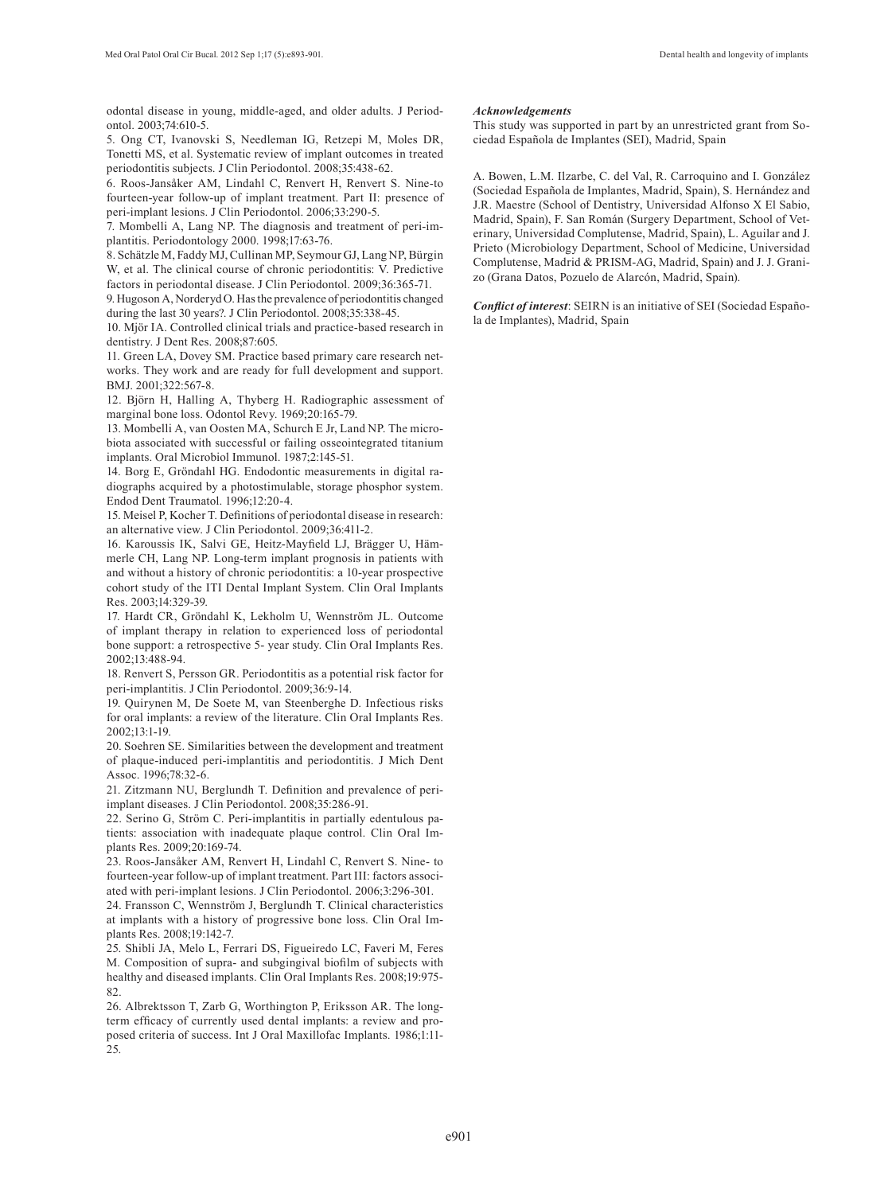odontal disease in young, middle-aged, and older adults. J Periodontol. 2003;74:610-5.

5. Ong CT, Ivanovski S, Needleman IG, Retzepi M, Moles DR, Tonetti MS, et al. Systematic review of implant outcomes in treated periodontitis subjects. J Clin Periodontol. 2008;35:438-62.

6. Roos-Jansåker AM, Lindahl C, Renvert H, Renvert S. Nine-to fourteen-year follow-up of implant treatment. Part II: presence of peri-implant lesions. J Clin Periodontol. 2006;33:290-5.

7. Mombelli A, Lang NP. The diagnosis and treatment of peri-implantitis. Periodontology 2000. 1998;17:63-76.

8. Schätzle M, Faddy MJ, Cullinan MP, Seymour GJ, Lang NP, Bürgin W, et al. The clinical course of chronic periodontitis: V. Predictive factors in periodontal disease. J Clin Periodontol. 2009;36:365-71.

9. Hugoson A, Norderyd O. Has the prevalence of periodontitis changed during the last 30 years?. J Clin Periodontol. 2008;35:338-45.

10. Mjör IA. Controlled clinical trials and practice-based research in dentistry. J Dent Res. 2008;87:605.

11. Green LA, Dovey SM. Practice based primary care research networks. They work and are ready for full development and support. BMJ. 2001;322:567-8.

12. Björn H, Halling A, Thyberg H. Radiographic assessment of marginal bone loss. Odontol Revy. 1969;20:165-79.

13. Mombelli A, van Oosten MA, Schurch E Jr, Land NP. The microbiota associated with successful or failing osseointegrated titanium implants. Oral Microbiol Immunol. 1987;2:145-51.

14. Borg E, Gröndahl HG. Endodontic measurements in digital radiographs acquired by a photostimulable, storage phosphor system. Endod Dent Traumatol. 1996;12:20-4.

15. Meisel P, Kocher T. Definitions of periodontal disease in research: an alternative view. J Clin Periodontol. 2009;36:411-2.

16. Karoussis IK, Salvi GE, Heitz-Mayfield LJ, Brägger U, Hämmerle CH, Lang NP. Long-term implant prognosis in patients with and without a history of chronic periodontitis: a 10-year prospective cohort study of the ITI Dental Implant System. Clin Oral Implants Res. 2003;14:329-39.

17. Hardt CR, Gröndahl K, Lekholm U, Wennström JL. Outcome of implant therapy in relation to experienced loss of periodontal bone support: a retrospective 5- year study. Clin Oral Implants Res. 2002;13:488-94.

18. Renvert S, Persson GR. Periodontitis as a potential risk factor for peri-implantitis. J Clin Periodontol. 2009;36:9-14.

19. Quirynen M, De Soete M, van Steenberghe D. Infectious risks for oral implants: a review of the literature. Clin Oral Implants Res. 2002;13:1-19.

20. Soehren SE. Similarities between the development and treatment of plaque-induced peri-implantitis and periodontitis. J Mich Dent Assoc. 1996;78:32-6.

21. Zitzmann NU, Berglundh T. Definition and prevalence of peri-implant diseases. J Clin Periodontol. 2008;35:286-91.

22. Serino G, Ström C. Peri-implantitis in partially edentulous patients: association with inadequate plaque control. Clin Oral Implants Res. 2009;20:169-74.

23. Roos-Jansåker AM, Renvert H, Lindahl C, Renvert S. Nine- to fourteen-year follow-up of implant treatment. Part III: factors associated with peri-implant lesions. J Clin Periodontol. 2006;3:296-301.

24. Fransson C, Wennström J, Berglundh T. Clinical characteristics at implants with a history of progressive bone loss. Clin Oral Implants Res. 2008;19:142-7.

25. Shibli JA, Melo L, Ferrari DS, Figueiredo LC, Faveri M, Feres M. Composition of supra- and subgingival biofilm of subjects with healthy and diseased implants. Clin Oral Implants Res. 2008;19:975-82.

26. Albrektsson T, Zarb G, Worthington P, Eriksson AR. The long-term efficacy of currently used dental implants: a review and proposed criteria of success. Int J Oral Maxillofac Implants. 1986;1:11-25.

#### *Acknowledgements*

This study was supported in part by an unrestricted grant from Sociedad Española de Implantes (SEI), Madrid, Spain

A. Bowen, L.M. Ilzarbe, C. del Val, R. Carroquino and I. González (Sociedad Española de Implantes, Madrid, Spain), S. Hernández and J.R. Maestre (School of Dentistry, Universidad Alfonso X El Sabio, Madrid, Spain), F. San Román (Surgery Department, School of Veterinary, Universidad Complutense, Madrid, Spain), L. Aguilar and J. Prieto (Microbiology Department, School of Medicine, Universidad Complutense, Madrid & PRISM-AG, Madrid, Spain) and J. J. Granizo (Grana Datos, Pozuelo de Alarcón, Madrid, Spain).

***Conflict of interest***: SEIRN is an initiative of SEI (Sociedad Española de Implantes), Madrid, Spain